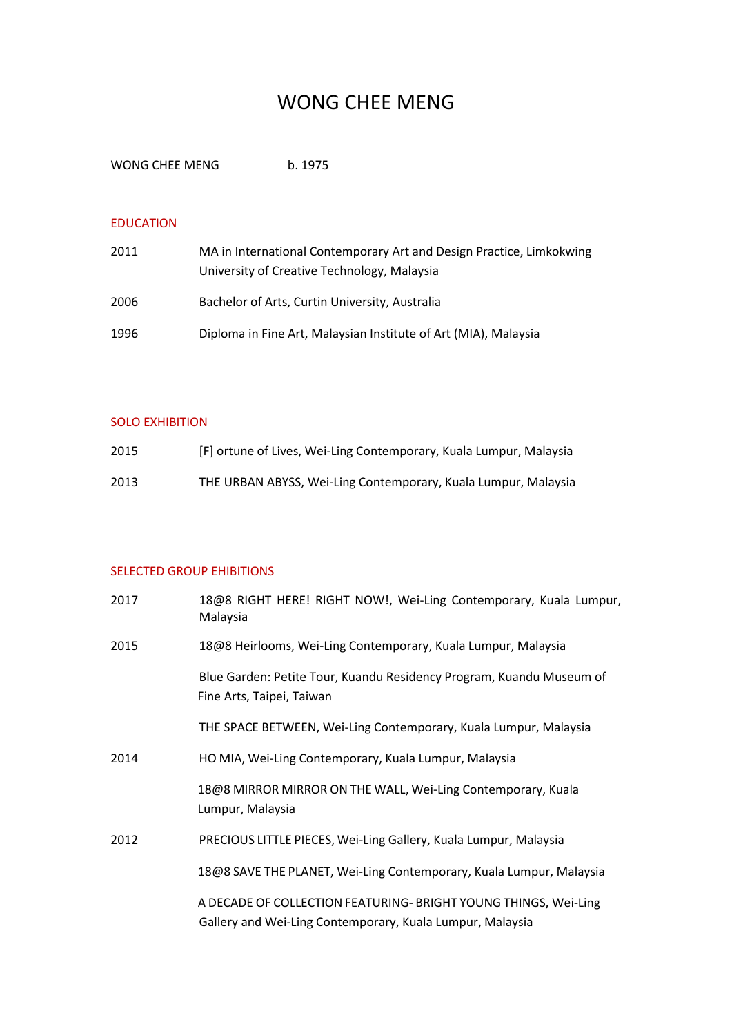# WONG CHEE MENG

WONG CHEE MENG b. 1975

## EDUCATION

2011 MA in International Contemporary Art and Design Practice, Limkokwing University of Creative Technology, Malaysia

2006 Bachelor of Arts, Curtin University, Australia

1996 Diploma in Fine Art, Malaysian Institute of Art (MIA), Malaysia

## SOLO EXHIBITION

2015 [F] ortune of Lives, Wei-Ling Contemporary, Kuala Lumpur, Malaysia

2013 THE URBAN ABYSS, Wei-Ling Contemporary, Kuala Lumpur, Malaysia

## SELECTED GROUP EHIBITIONS

2017 18@8 RIGHT HERE! RIGHT NOW!, Wei-Ling Contemporary, Kuala Lumpur, Malaysia

2015 18@8 Heirlooms, Wei-Ling Contemporary, Kuala Lumpur, Malaysia

Blue Garden: Petite Tour, Kuandu Residency Program, Kuandu Museum of Fine Arts, Taipei, Taiwan

THE SPACE BETWEEN, Wei-Ling Contemporary, Kuala Lumpur, Malaysia

2014 HO MIA, Wei-Ling Contemporary, Kuala Lumpur, Malaysia

18@8 MIRROR MIRROR ON THE WALL, Wei-Ling Contemporary, Kuala Lumpur, Malaysia

2012 PRECIOUS LITTLE PIECES, Wei-Ling Gallery, Kuala Lumpur, Malaysia

18@8 SAVE THE PLANET, Wei-Ling Contemporary, Kuala Lumpur, Malaysia

A DECADE OF COLLECTION FEATURING- BRIGHT YOUNG THINGS, Wei-Ling Gallery and Wei-Ling Contemporary, Kuala Lumpur, Malaysia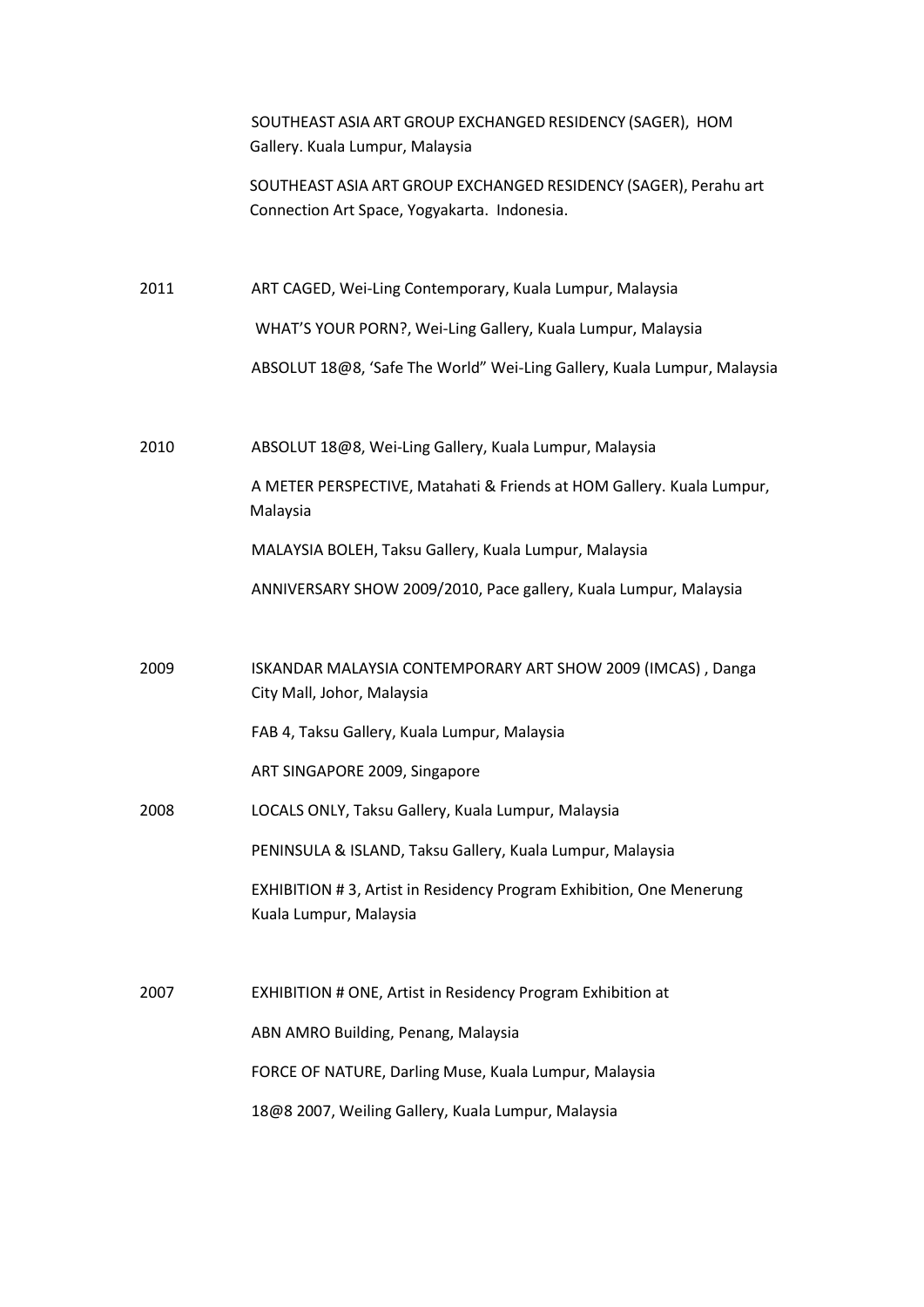SOUTHEAST ASIA ART GROUP EXCHANGED RESIDENCY (SAGER), HOM Gallery. Kuala Lumpur, Malaysia

SOUTHEAST ASIA ART GROUP EXCHANGED RESIDENCY (SAGER), Perahu art Connection Art Space, Yogyakarta. Indonesia.

**2011**

ART CAGED, Wei-Ling Contemporary, Kuala Lumpur, Malaysia

WHAT'S YOUR PORN?, Wei-Ling Gallery, Kuala Lumpur, Malaysia

ABSOLUT 18@8, 'Safe The World" Wei-Ling Gallery, Kuala Lumpur, Malaysia

**2010**

ABSOLUT 18@8, Wei-Ling Gallery, Kuala Lumpur, Malaysia

A METER PERSPECTIVE, Matahati & Friends at HOM Gallery. Kuala Lumpur, Malaysia

MALAYSIA BOLEH, Taksu Gallery, Kuala Lumpur, Malaysia

ANNIVERSARY SHOW 2009/2010, Pace gallery, Kuala Lumpur, Malaysia

**2009**

ISKANDAR MALAYSIA CONTEMPORARY ART SHOW 2009 (IMCAS) , Danga City Mall, Johor, Malaysia

FAB 4, Taksu Gallery, Kuala Lumpur, Malaysia

ART SINGAPORE 2009, Singapore

**2008**

LOCALS ONLY, Taksu Gallery, Kuala Lumpur, Malaysia

PENINSULA & ISLAND, Taksu Gallery, Kuala Lumpur, Malaysia

EXHIBITION # 3, Artist in Residency Program Exhibition, One Menerung Kuala Lumpur, Malaysia

**2007**

EXHIBITION # ONE, Artist in Residency Program Exhibition at

ABN AMRO Building, Penang, Malaysia

FORCE OF NATURE, Darling Muse, Kuala Lumpur, Malaysia

18@8 2007, Weiling Gallery, Kuala Lumpur, Malaysia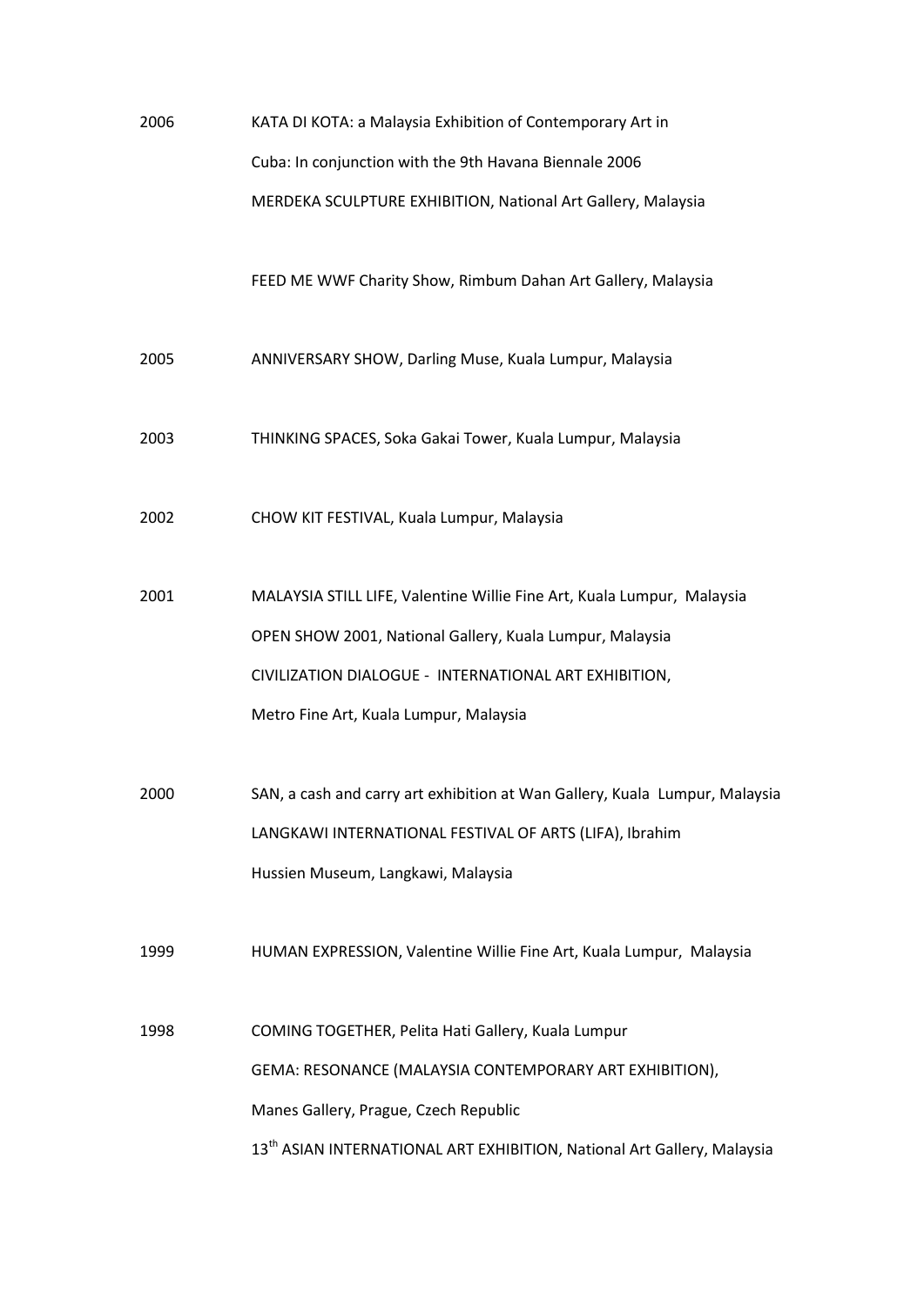2006 KATA DI KOTA: a Malaysia Exhibition of Contemporary Art in Cuba: In conjunction with the 9th Havana Biennale 2006

MERDEKA SCULPTURE EXHIBITION, National Art Gallery, Malaysia

FEED ME WWF Charity Show, Rimbum Dahan Art Gallery, Malaysia

2005 ANNIVERSARY SHOW, Darling Muse, Kuala Lumpur, Malaysia

2003 THINKING SPACES, Soka Gakai Tower, Kuala Lumpur, Malaysia

2002 CHOW KIT FESTIVAL, Kuala Lumpur, Malaysia

2001 MALAYSIA STILL LIFE, Valentine Willie Fine Art, Kuala Lumpur, Malaysia

OPEN SHOW 2001, National Gallery, Kuala Lumpur, Malaysia

CIVILIZATION DIALOGUE - INTERNATIONAL ART EXHIBITION, Metro Fine Art, Kuala Lumpur, Malaysia

2000 SAN, a cash and carry art exhibition at Wan Gallery, Kuala Lumpur, Malaysia

LANGKAWI INTERNATIONAL FESTIVAL OF ARTS (LIFA), Ibrahim Hussien Museum, Langkawi, Malaysia

1999 HUMAN EXPRESSION, Valentine Willie Fine Art, Kuala Lumpur, Malaysia

1998 COMING TOGETHER, Pelita Hati Gallery, Kuala Lumpur

GEMA: RESONANCE (MALAYSIA CONTEMPORARY ART EXHIBITION), Manes Gallery, Prague, Czech Republic

13th ASIAN INTERNATIONAL ART EXHIBITION, National Art Gallery, Malaysia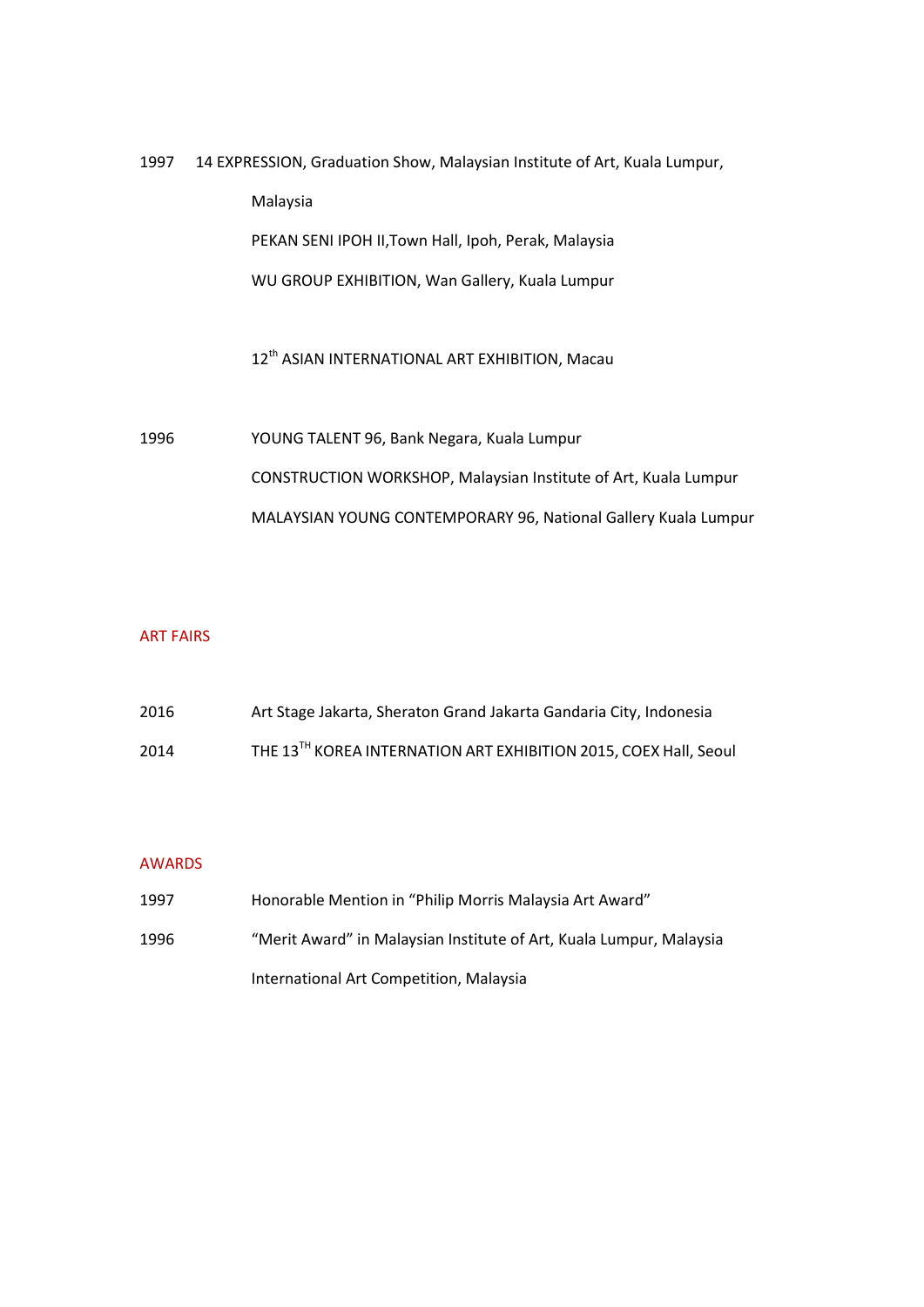1997 14 EXPRESSION, Graduation Show, Malaysian Institute of Art, Kuala Lumpur, Malaysia

PEKAN SENI IPOH II,Town Hall, Ipoh, Perak, Malaysia

WU GROUP EXHIBITION, Wan Gallery, Kuala Lumpur

12th ASIAN INTERNATIONAL ART EXHIBITION, Macau

1996 YOUNG TALENT 96, Bank Negara, Kuala Lumpur

CONSTRUCTION WORKSHOP, Malaysian Institute of Art, Kuala Lumpur

MALAYSIAN YOUNG CONTEMPORARY 96, National Gallery Kuala Lumpur

## ART FAIRS

2016 Art Stage Jakarta, Sheraton Grand Jakarta Gandaria City, Indonesia

2014 THE 13TH KOREA INTERNATION ART EXHIBITION 2015, COEX Hall, Seoul

## AWARDS

1997 Honorable Mention in "Philip Morris Malaysia Art Award"

1996 "Merit Award" in Malaysian Institute of Art, Kuala Lumpur, Malaysia

International Art Competition, Malaysia